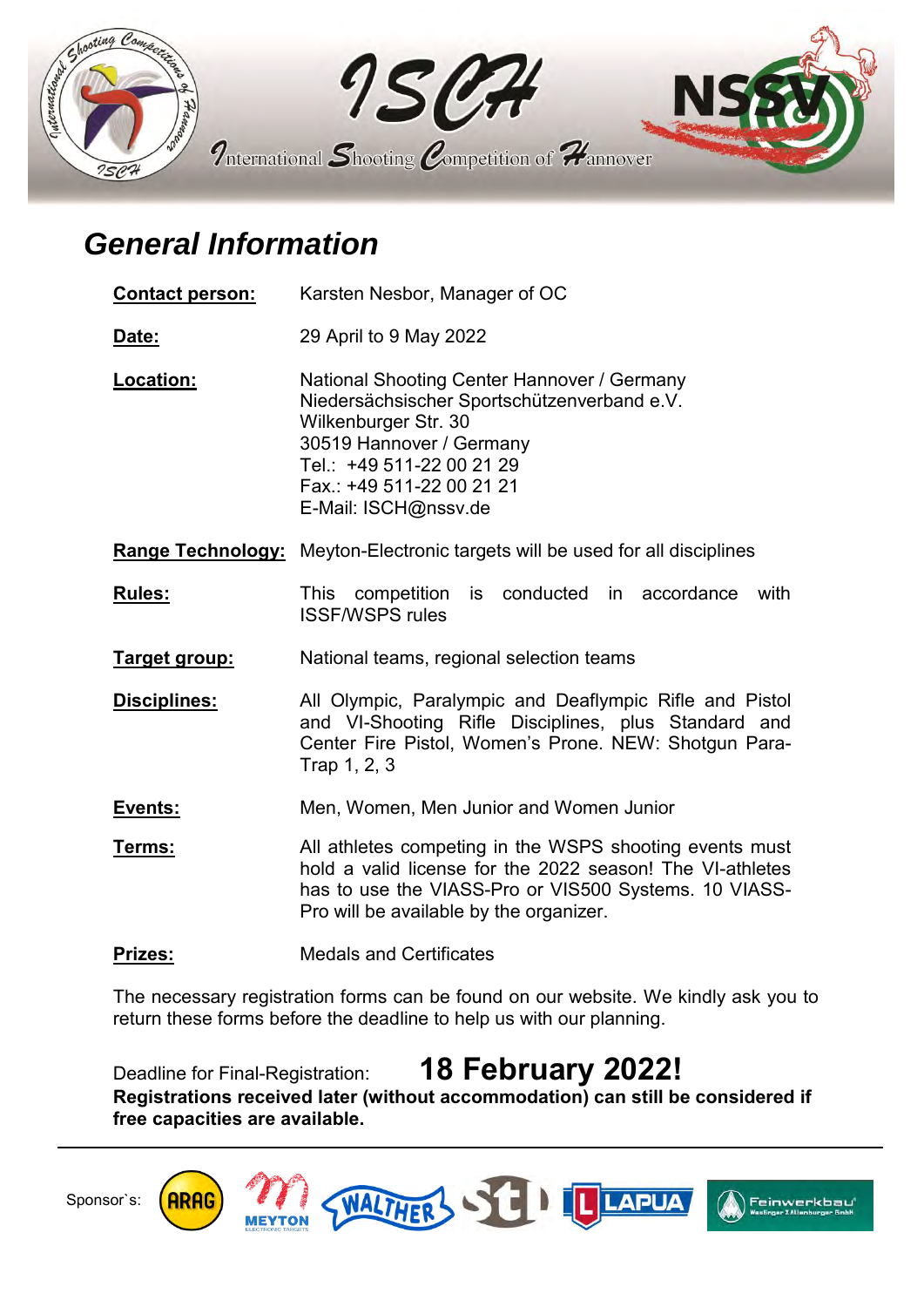# ISCH

International Shooting Competition of Hannover

## General Information

**Contact person:** Karsten Nesbor, Manager of OC

**Date:** 29 April to 9 May 2022

**Location:** National Shooting Center Hannover / Germany
Niedersächsischer Sportschützenverband e.V.
Wilkenburger Str. 30
30519 Hannover / Germany
Tel.: +49 511-22 00 21 29
Fax.: +49 511-22 00 21 21
E-Mail: ISCH@nssv.de

**Range Technology:** Meyton-Electronic targets will be used for all disciplines

**Rules:** This competition is conducted in accordance with ISSF/WSPS rules

**Target group:** National teams, regional selection teams

**Disciplines:** All Olympic, Paralympic and Deaflympic Rifle and Pistol and VI-Shooting Rifle Disciplines, plus Standard and Center Fire Pistol, Women's Prone. NEW: Shotgun Para-Trap 1, 2, 3

**Events:** Men, Women, Men Junior and Women Junior

**Terms:** All athletes competing in the WSPS shooting events must hold a valid license for the 2022 season! The VI-athletes has to use the VIASS-Pro or VIS500 Systems. 10 VIASS-Pro will be available by the organizer.

**Prizes:** Medals and Certificates

The necessary registration forms can be found on our website. We kindly ask you to return these forms before the deadline to help us with our planning.

Deadline for Final-Registration: **18 February 2022!**

**Registrations received later (without accommodation) can still be considered if free capacities are available.**

Sponsor`s: ARAG, MEYTON, WALTHER, STI, LAPUA, Feinwerkbau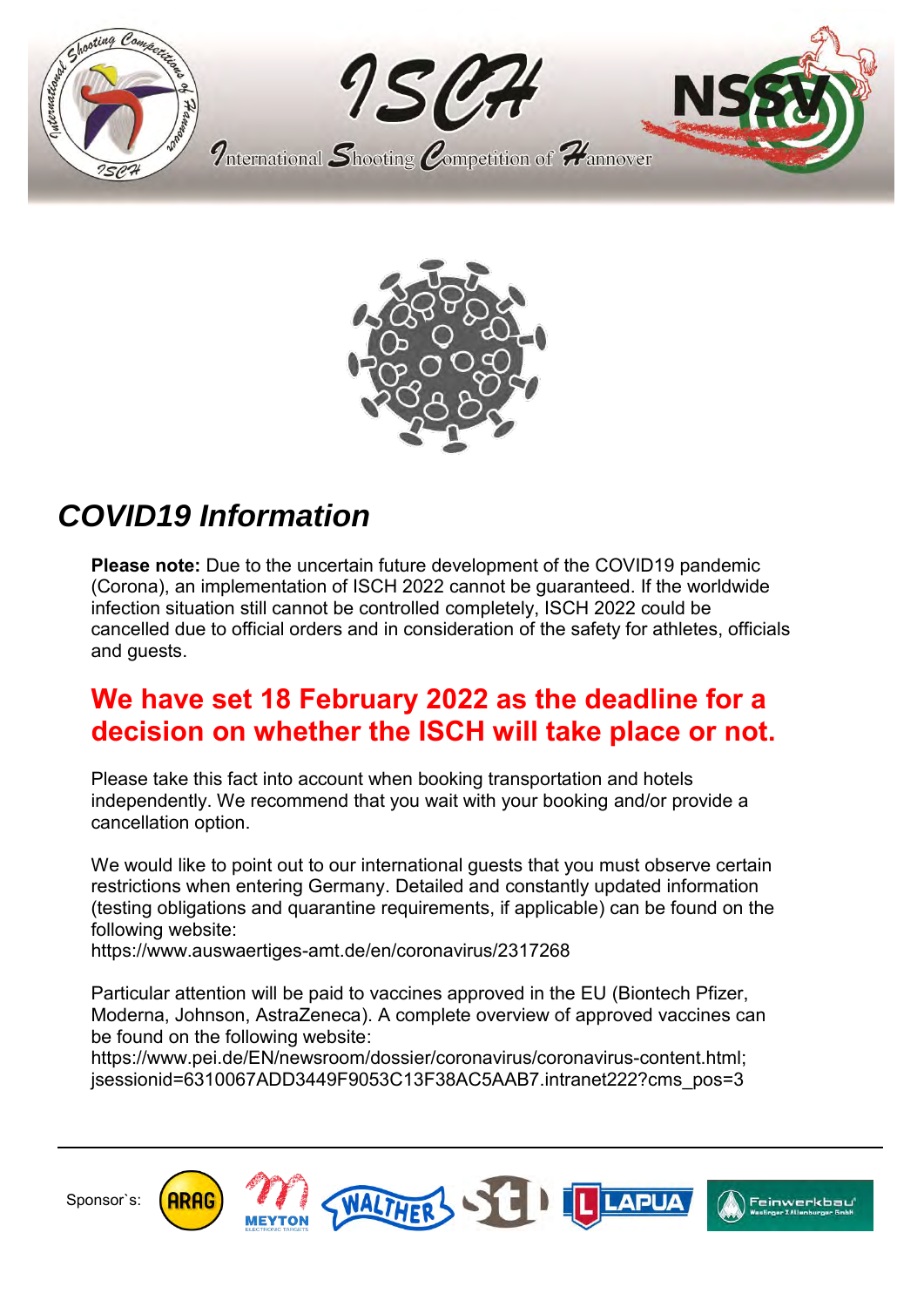## COVID19 Information

**Please note:** Due to the uncertain future development of the COVID19 pandemic (Corona), an implementation of ISCH 2022 cannot be guaranteed. If the worldwide infection situation still cannot be controlled completely, ISCH 2022 could be cancelled due to official orders and in consideration of the safety for athletes, officials and guests.

**We have set 18 February 2022 as the deadline for a decision on whether the ISCH will take place or not.**

Please take this fact into account when booking transportation and hotels independently. We recommend that you wait with your booking and/or provide a cancellation option.

We would like to point out to our international guests that you must observe certain restrictions when entering Germany. Detailed and constantly updated information (testing obligations and quarantine requirements, if applicable) can be found on the following website:
https://www.auswaertiges-amt.de/en/coronavirus/2317268

Particular attention will be paid to vaccines approved in the EU (Biontech Pfizer, Moderna, Johnson, AstraZeneca). A complete overview of approved vaccines can be found on the following website:
https://www.pei.de/EN/newsroom/dossier/coronavirus/coronavirus-content.html;jsessionid=6310067ADD3449F9053C13F38AC5AAB7.intranet222?cms_pos=3

Sponsor`s: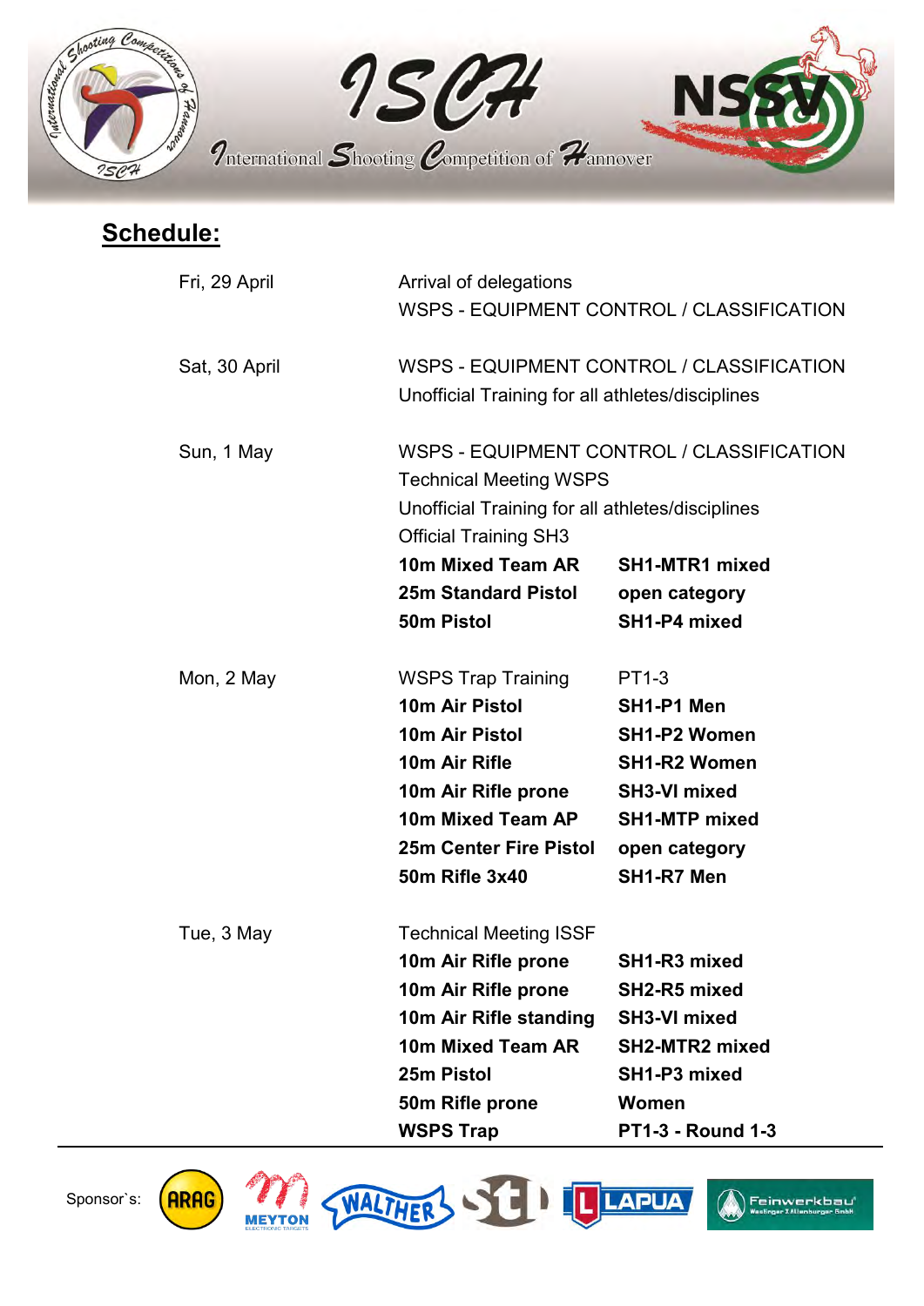## Schedule:

| | | |
|---|---|---|
| Fri, 29 April | Arrival of delegations | |
| | WSPS - EQUIPMENT CONTROL / CLASSIFICATION | |
| Sat, 30 April | WSPS - EQUIPMENT CONTROL / CLASSIFICATION | |
| | Unofficial Training for all athletes/disciplines | |
| Sun, 1 May | WSPS - EQUIPMENT CONTROL / CLASSIFICATION | |
| | Technical Meeting WSPS | |
| | Unofficial Training for all athletes/disciplines | |
| | Official Training SH3 | |
| | **10m Mixed Team AR** | **SH1-MTR1 mixed** |
| | **25m Standard Pistol** | **open category** |
| | **50m Pistol** | **SH1-P4 mixed** |
| Mon, 2 May | WSPS Trap Training | PT1-3 |
| | **10m Air Pistol** | **SH1-P1 Men** |
| | **10m Air Pistol** | **SH1-P2 Women** |
| | **10m Air Rifle** | **SH1-R2 Women** |
| | **10m Air Rifle prone** | **SH3-VI mixed** |
| | **10m Mixed Team AP** | **SH1-MTP mixed** |
| | **25m Center Fire Pistol** | **open category** |
| | **50m Rifle 3x40** | **SH1-R7 Men** |
| Tue, 3 May | Technical Meeting ISSF | |
| | **10m Air Rifle prone** | **SH1-R3 mixed** |
| | **10m Air Rifle prone** | **SH2-R5 mixed** |
| | **10m Air Rifle standing** | **SH3-VI mixed** |
| | **10m Mixed Team AR** | **SH2-MTR2 mixed** |
| | **25m Pistol** | **SH1-P3 mixed** |
| | **50m Rifle prone** | **Women** |
| | **WSPS Trap** | **PT1-3 - Round 1-3** |

Sponsor`s: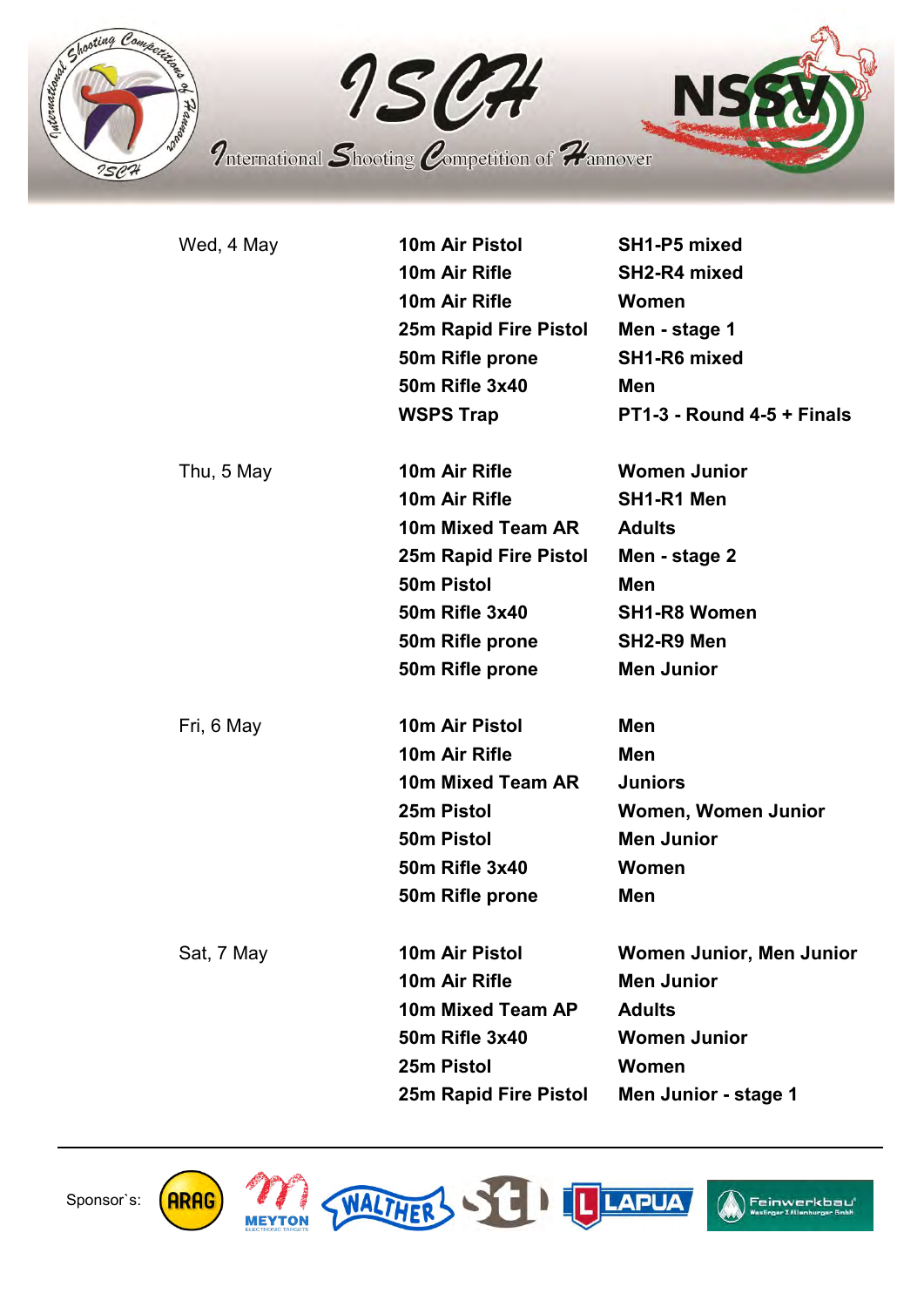# ISCH

International Shooting Competition of Hannover

NSSV

| | | |
|---|---|---|
| Wed, 4 May | **10m Air Pistol** | **SH1-P5 mixed** |
| | **10m Air Rifle** | **SH2-R4 mixed** |
| | **10m Air Rifle** | **Women** |
| | **25m Rapid Fire Pistol** | **Men - stage 1** |
| | **50m Rifle prone** | **SH1-R6 mixed** |
| | **50m Rifle 3x40** | **Men** |
| | **WSPS Trap** | **PT1-3 - Round 4-5 + Finals** |
| Thu, 5 May | **10m Air Rifle** | **Women Junior** |
| | **10m Air Rifle** | **SH1-R1 Men** |
| | **10m Mixed Team AR** | **Adults** |
| | **25m Rapid Fire Pistol** | **Men - stage 2** |
| | **50m Pistol** | **Men** |
| | **50m Rifle 3x40** | **SH1-R8 Women** |
| | **50m Rifle prone** | **SH2-R9 Men** |
| | **50m Rifle prone** | **Men Junior** |
| Fri, 6 May | **10m Air Pistol** | **Men** |
| | **10m Air Rifle** | **Men** |
| | **10m Mixed Team AR** | **Juniors** |
| | **25m Pistol** | **Women, Women Junior** |
| | **50m Pistol** | **Men Junior** |
| | **50m Rifle 3x40** | **Women** |
| | **50m Rifle prone** | **Men** |
| Sat, 7 May | **10m Air Pistol** | **Women Junior, Men Junior** |
| | **10m Air Rifle** | **Men Junior** |
| | **10m Mixed Team AP** | **Adults** |
| | **50m Rifle 3x40** | **Women Junior** |
| | **25m Pistol** | **Women** |
| | **25m Rapid Fire Pistol** | **Men Junior - stage 1** |

---

Sponsor`s: ARAG, MEYTON, WALTHER, STI, LAPUA, Feinwerkbau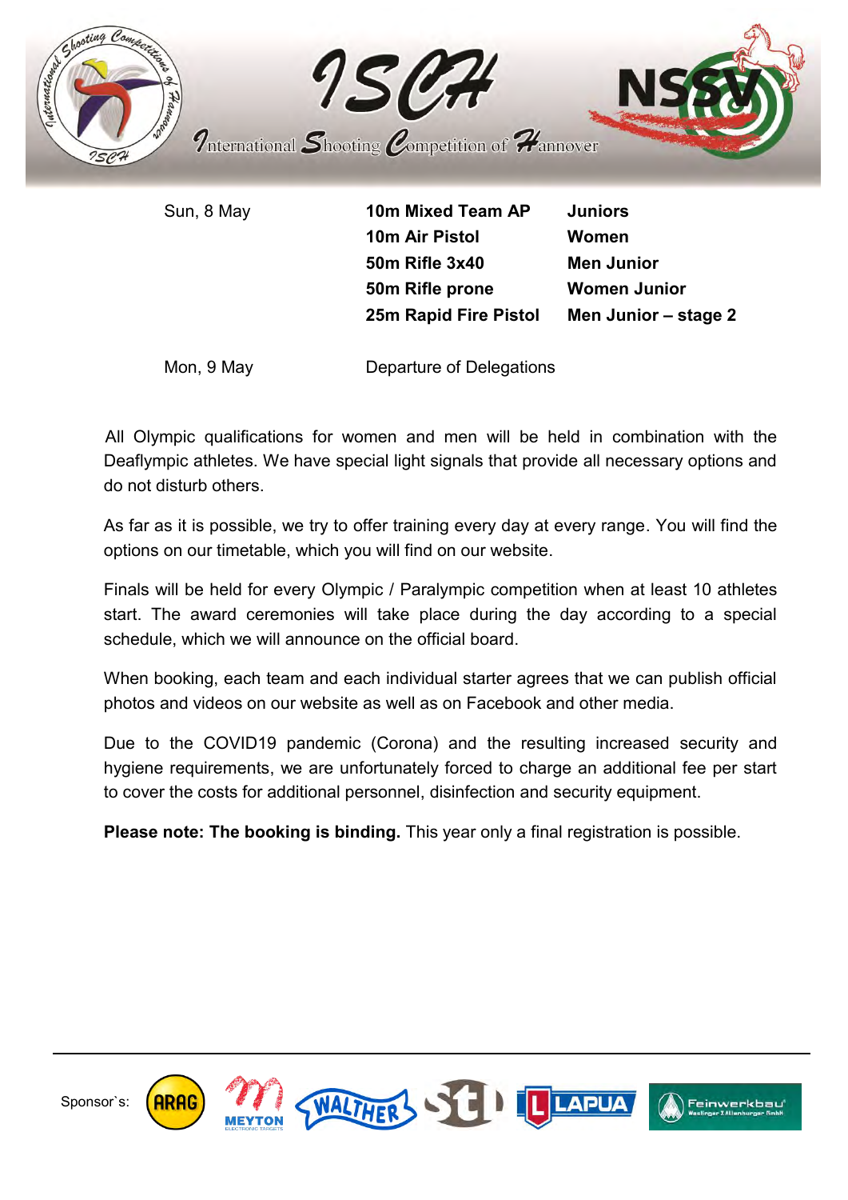| | | |
|---|---|---|
| Sun, 8 May | **10m Mixed Team AP** | **Juniors** |
| | **10m Air Pistol** | **Women** |
| | **50m Rifle 3x40** | **Men Junior** |
| | **50m Rifle prone** | **Women Junior** |
| | **25m Rapid Fire Pistol** | **Men Junior – stage 2** |
| Mon, 9 May | Departure of Delegations | |

All Olympic qualifications for women and men will be held in combination with the Deaflympic athletes. We have special light signals that provide all necessary options and do not disturb others.

As far as it is possible, we try to offer training every day at every range. You will find the options on our timetable, which you will find on our website.

Finals will be held for every Olympic / Paralympic competition when at least 10 athletes start. The award ceremonies will take place during the day according to a special schedule, which we will announce on the official board.

When booking, each team and each individual starter agrees that we can publish official photos and videos on our website as well as on Facebook and other media.

Due to the COVID19 pandemic (Corona) and the resulting increased security and hygiene requirements, we are unfortunately forced to charge an additional fee per start to cover the costs for additional personnel, disinfection and security equipment.

**Please note: The booking is binding.** This year only a final registration is possible.

Sponsor`s: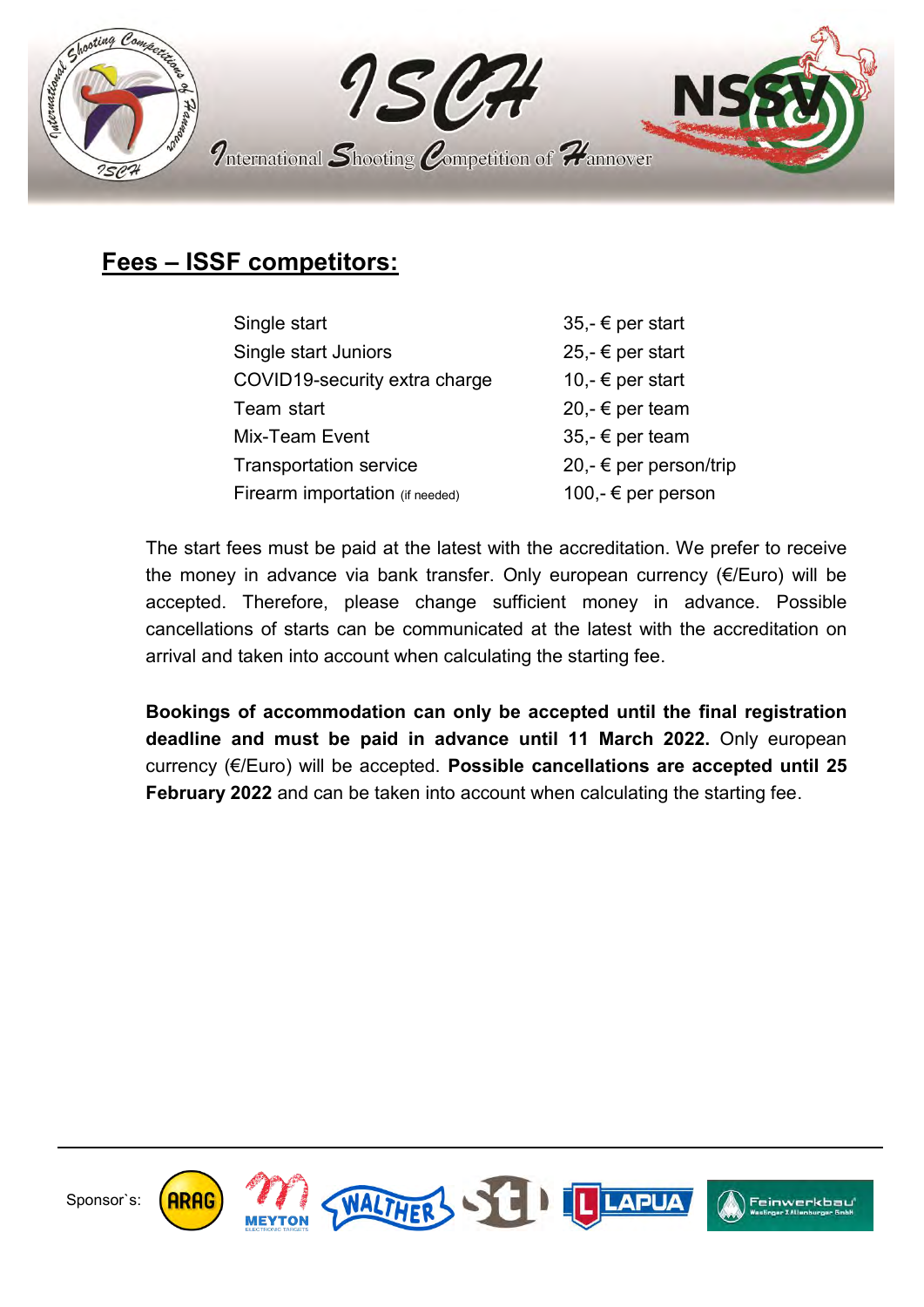## Fees – ISSF competitors:

| | |
|---|---|
| Single start | 35,- € per start |
| Single start Juniors | 25,- € per start |
| COVID19-security extra charge | 10,- € per start |
| Team start | 20,- € per team |
| Mix-Team Event | 35,- € per team |
| Transportation service | 20,- € per person/trip |
| Firearm importation (if needed) | 100,- € per person |

The start fees must be paid at the latest with the accreditation. We prefer to receive the money in advance via bank transfer. Only european currency (€/Euro) will be accepted. Therefore, please change sufficient money in advance. Possible cancellations of starts can be communicated at the latest with the accreditation on arrival and taken into account when calculating the starting fee.

**Bookings of accommodation can only be accepted until the final registration deadline and must be paid in advance until 11 March 2022.** Only european currency (€/Euro) will be accepted. **Possible cancellations are accepted until 25 February 2022** and can be taken into account when calculating the starting fee.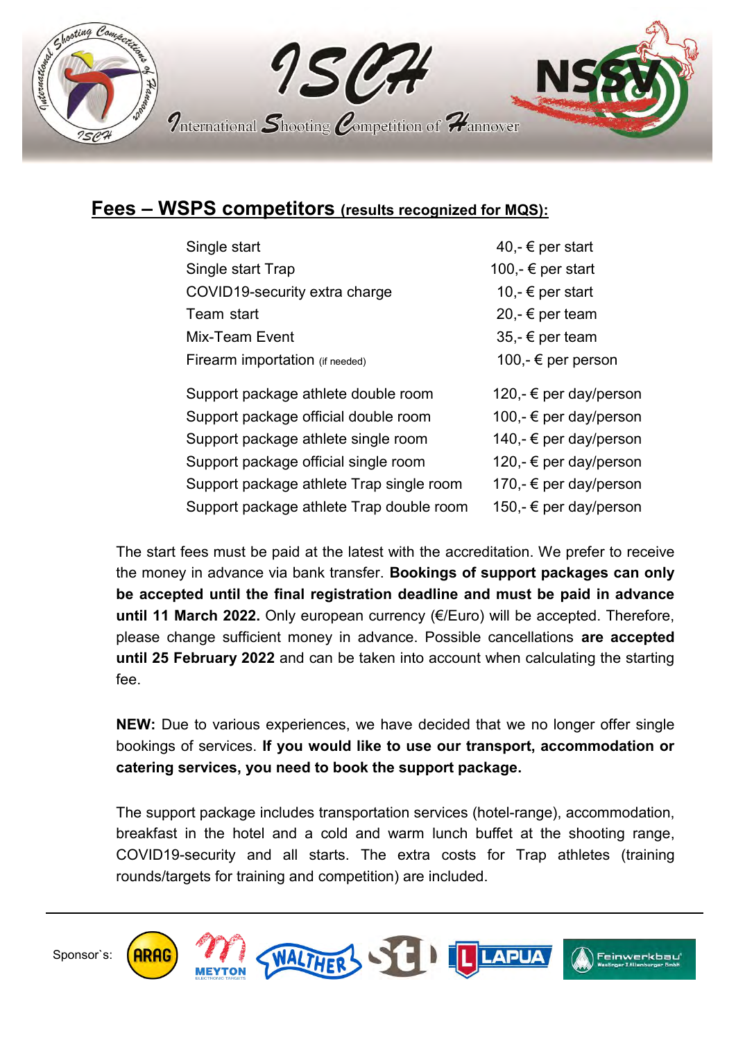## Fees – WSPS competitors (results recognized for MQS):

| | |
|---|---|
| Single start | 40,- € per start |
| Single start Trap | 100,- € per start |
| COVID19-security extra charge | 10,- € per start |
| Team start | 20,- € per team |
| Mix-Team Event | 35,- € per team |
| Firearm importation (if needed) | 100,- € per person |
| Support package athlete double room | 120,- € per day/person |
| Support package official double room | 100,- € per day/person |
| Support package athlete single room | 140,- € per day/person |
| Support package official single room | 120,- € per day/person |
| Support package athlete Trap single room | 170,- € per day/person |
| Support package athlete Trap double room | 150,- € per day/person |

The start fees must be paid at the latest with the accreditation. We prefer to receive the money in advance via bank transfer. **Bookings of support packages can only be accepted until the final registration deadline and must be paid in advance until 11 March 2022.** Only european currency (€/Euro) will be accepted. Therefore, please change sufficient money in advance. Possible cancellations **are accepted until 25 February 2022** and can be taken into account when calculating the starting fee.

**NEW:** Due to various experiences, we have decided that we no longer offer single bookings of services. **If you would like to use our transport, accommodation or catering services, you need to book the support package.**

The support package includes transportation services (hotel-range), accommodation, breakfast in the hotel and a cold and warm lunch buffet at the shooting range, COVID19-security and all starts. The extra costs for Trap athletes (training rounds/targets for training and competition) are included.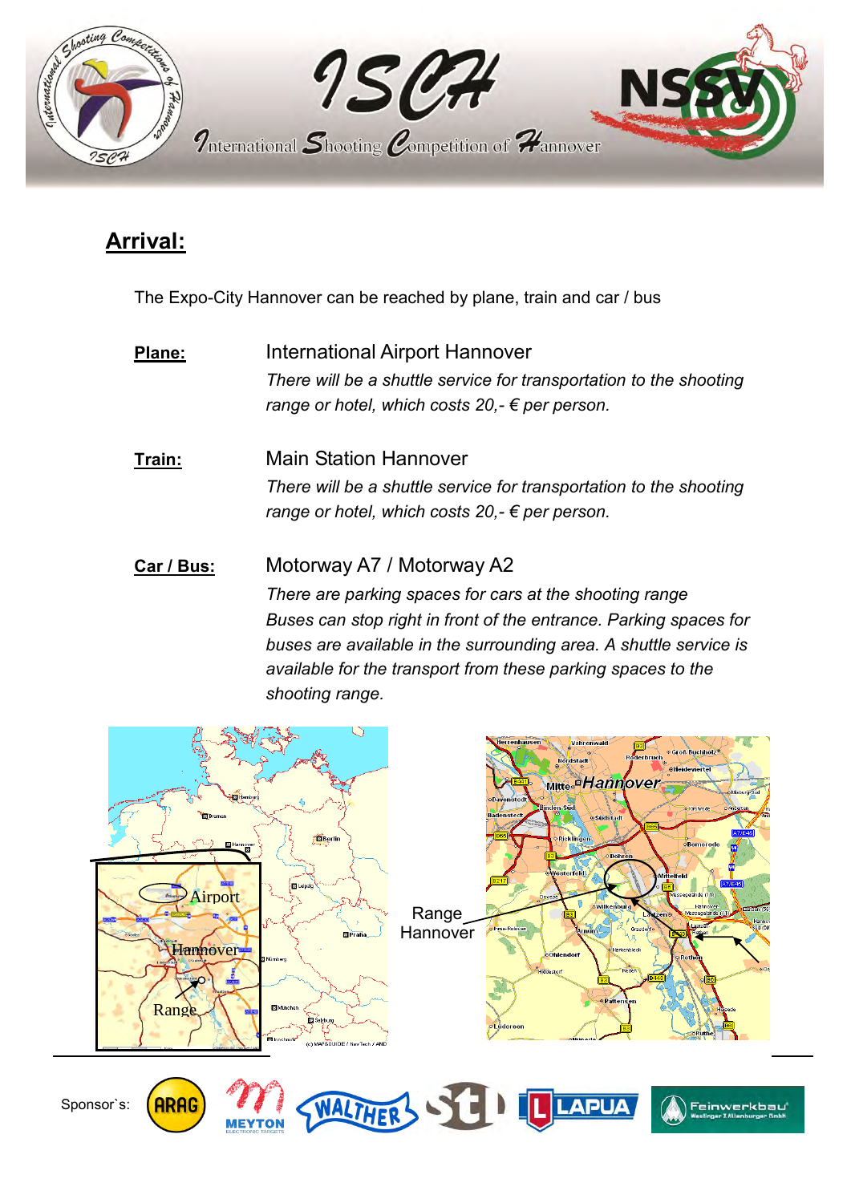## Arrival:

The Expo-City Hannover can be reached by plane, train and car / bus

**Plane:** International Airport Hannover

*There will be a shuttle service for transportation to the shooting range or hotel, which costs 20,- € per person.*

**Train:** Main Station Hannover

*There will be a shuttle service for transportation to the shooting range or hotel, which costs 20,- € per person.*

**Car / Bus:** Motorway A7 / Motorway A2

*There are parking spaces for cars at the shooting range Buses can stop right in front of the entrance. Parking spaces for buses are available in the surrounding area. A shuttle service is available for the transport from these parking spaces to the shooting range.*

Airport

Hannover

Range

Range Hannover

Sponsor`s: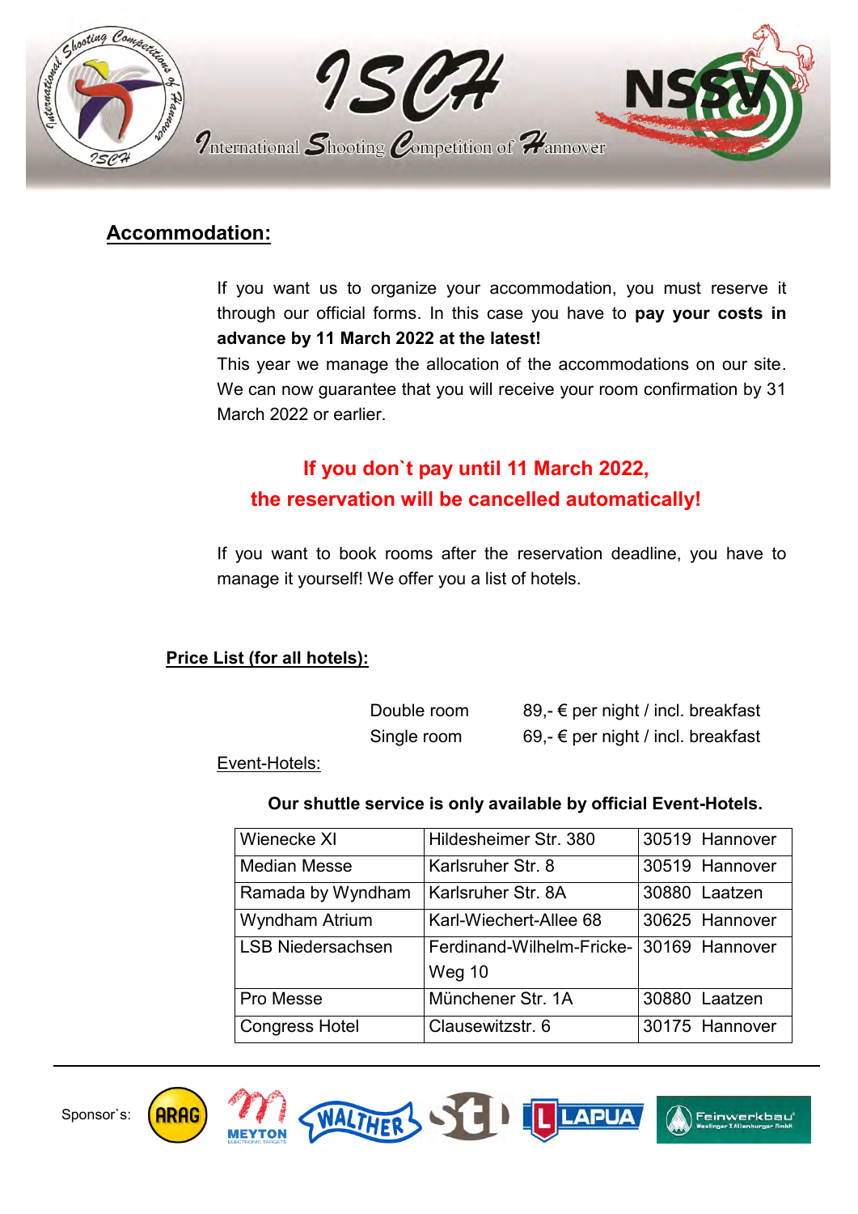## Accommodation:

If you want us to organize your accommodation, you must reserve it through our official forms. In this case you have to **pay your costs in advance by 11 March 2022 at the latest!**

This year we manage the allocation of the accommodations on our site. We can now guarantee that you will receive your room confirmation by 31 March 2022 or earlier.

**If you don`t pay until 11 March 2022,**
**the reservation will be cancelled automatically!**

If you want to book rooms after the reservation deadline, you have to manage it yourself! We offer you a list of hotels.

**Price List (for all hotels):**

| | |
|---|---|
| Double room | 89,- € per night / incl. breakfast |
| Single room | 69,- € per night / incl. breakfast |

Event-Hotels:

**Our shuttle service is only available by official Event-Hotels.**

| | | |
|---|---|---|
| Wienecke XI | Hildesheimer Str. 380 | 30519 Hannover |
| Median Messe | Karlsruher Str. 8 | 30519 Hannover |
| Ramada by Wyndham | Karlsruher Str. 8A | 30880 Laatzen |
| Wyndham Atrium | Karl-Wiechert-Allee 68 | 30625 Hannover |
| LSB Niedersachsen | Ferdinand-Wilhelm-Fricke-Weg 10 | 30169 Hannover |
| Pro Messe | Münchener Str. 1A | 30880 Laatzen |
| Congress Hotel | Clausewitzstr. 6 | 30175 Hannover |

Sponsor`s: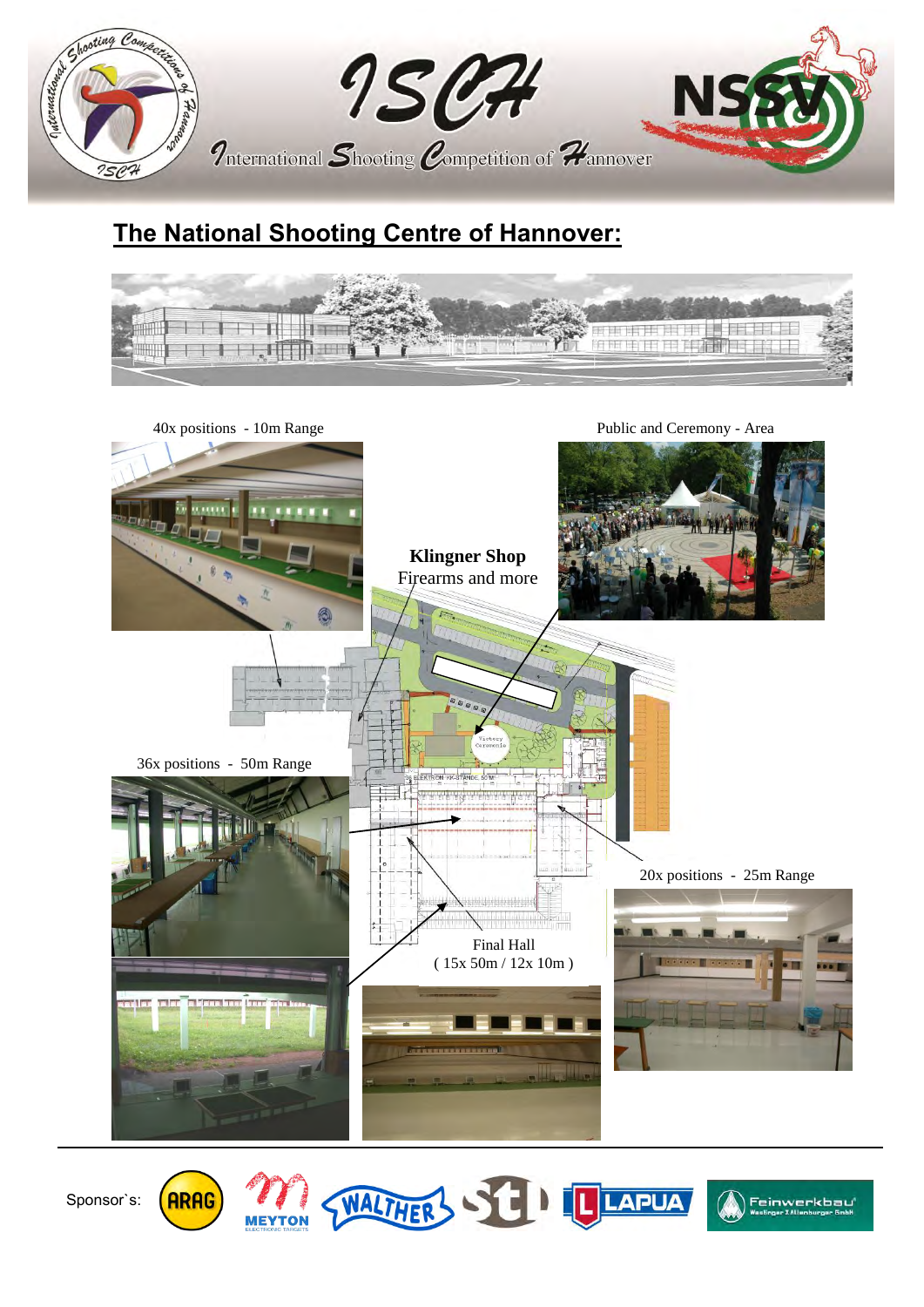# ISCH

International Shooting Competition of Hannover

NSSV

## The National Shooting Centre of Hannover:

40x positions - 10m Range

Public and Ceremony - Area

**Klingner Shop**
Firearms and more

36x positions - 50m Range

20x positions - 25m Range

Final Hall
( 15x 50m / 12x 10m )

Sponsor`s: ARAG, MEYTON, WALTHER, STL, LAPUA, Feinwerkbau